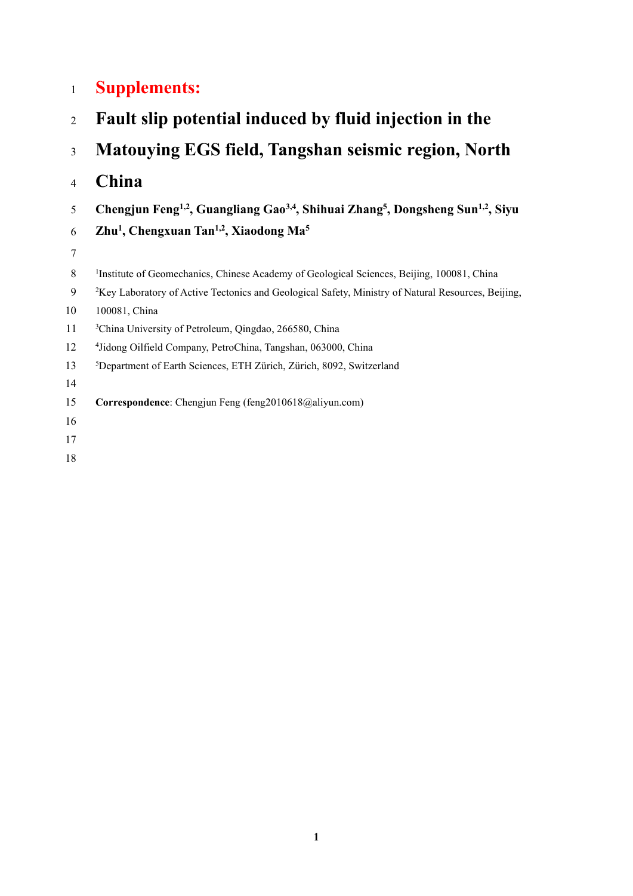# Supplements:

# Fault slip potential induced by fluid injection in the Matouying EGS field, Tangshan seismic region, North China

**Chengjun Feng[1,2], Guangliang Gao[3,4], Shihuai Zhang[5], Dongsheng Sun[1,2], Siyu Zhu[1], Chengxuan Tan[1,2], Xiaodong Ma[5]**

[1]Institute of Geomechanics, Chinese Academy of Geological Sciences, Beijing, 100081, China

[2]Key Laboratory of Active Tectonics and Geological Safety, Ministry of Natural Resources, Beijing, 100081, China

[3]China University of Petroleum, Qingdao, 266580, China

[4]Jidong Oilfield Company, PetroChina, Tangshan, 063000, China

[5]Department of Earth Sciences, ETH Zürich, Zürich, 8092, Switzerland

**Correspondence**: Chengjun Feng (feng2010618@aliyun.com)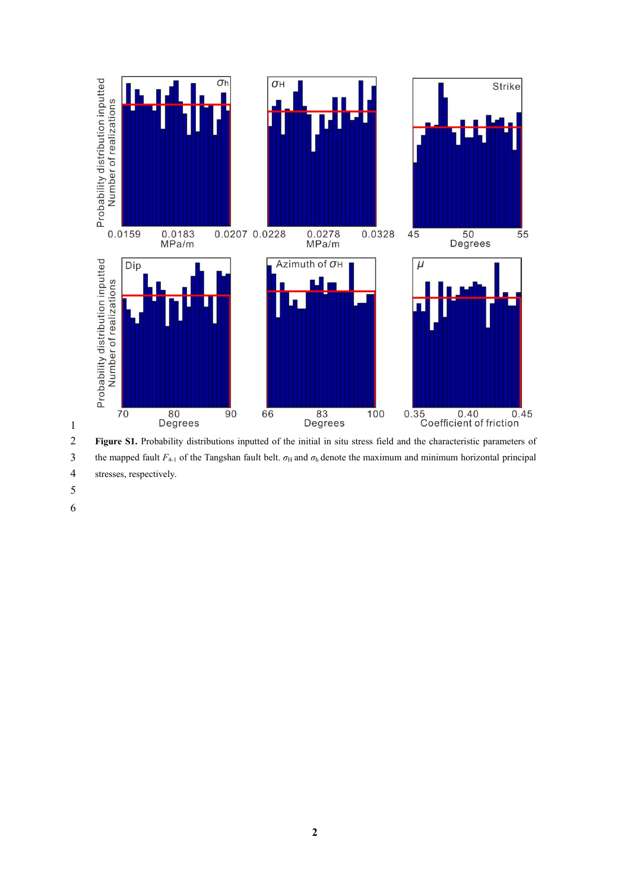**Figure S1.** Probability distributions inputted of the initial in situ stress field and the characteristic parameters of the mapped fault $F_{4\text{-}1}$ of the Tangshan fault belt. $\sigma_H$ and $\sigma_h$ denote the maximum and minimum horizontal principal stresses, respectively.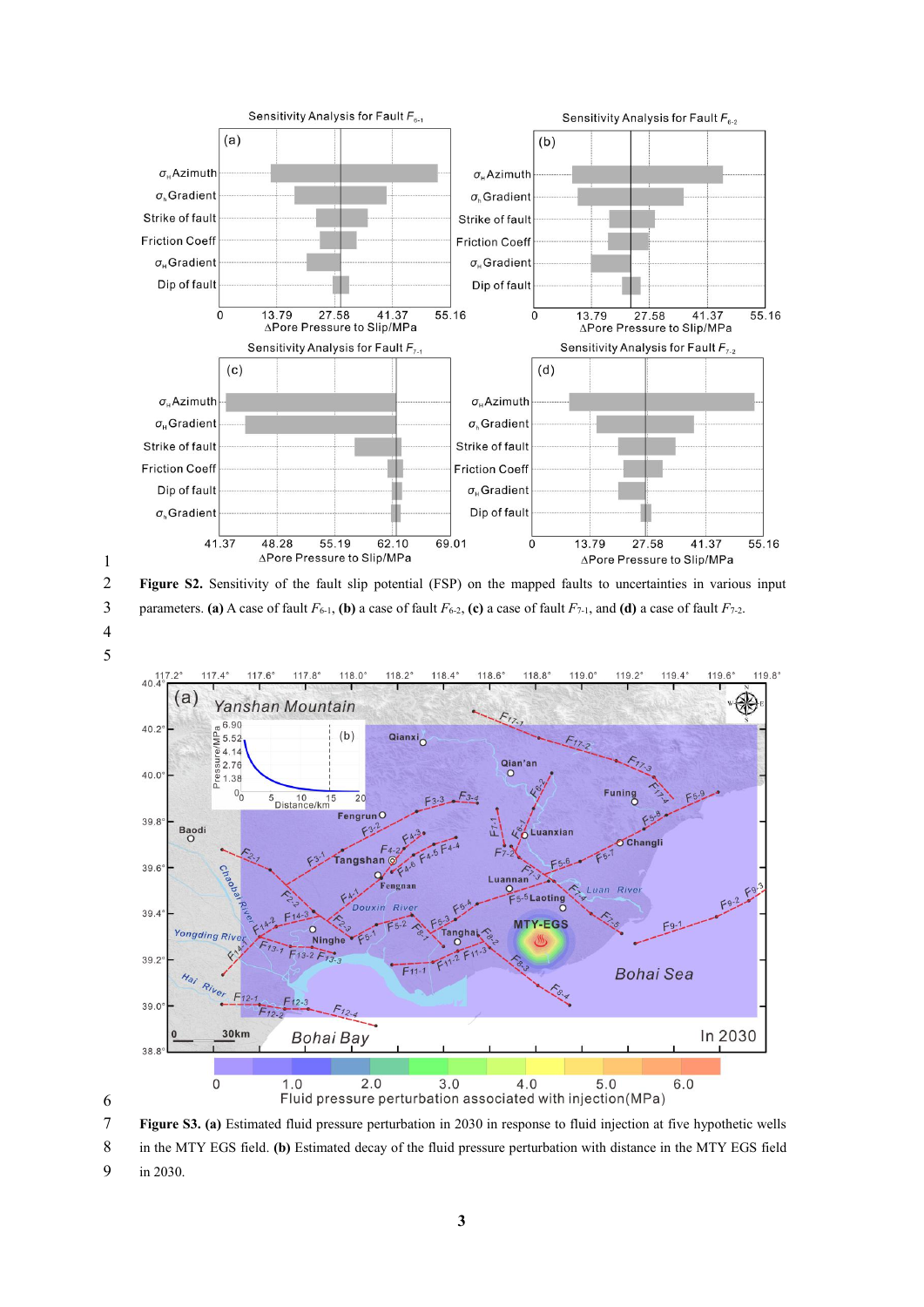**Figure S2.** Sensitivity of the fault slip potential (FSP) on the mapped faults to uncertainties in various input parameters. **(a)** A case of fault $F_{6\text{-}1}$, **(b)** a case of fault $F_{6\text{-}2}$, **(c)** a case of fault $F_{7\text{-}1}$, and **(d)** a case of fault $F_{7\text{-}2}$.

**Figure S3.** **(a)** Estimated fluid pressure perturbation in 2030 in response to fluid injection at five hypothetic wells in the MTY EGS field. **(b)** Estimated decay of the fluid pressure perturbation with distance in the MTY EGS field in 2030.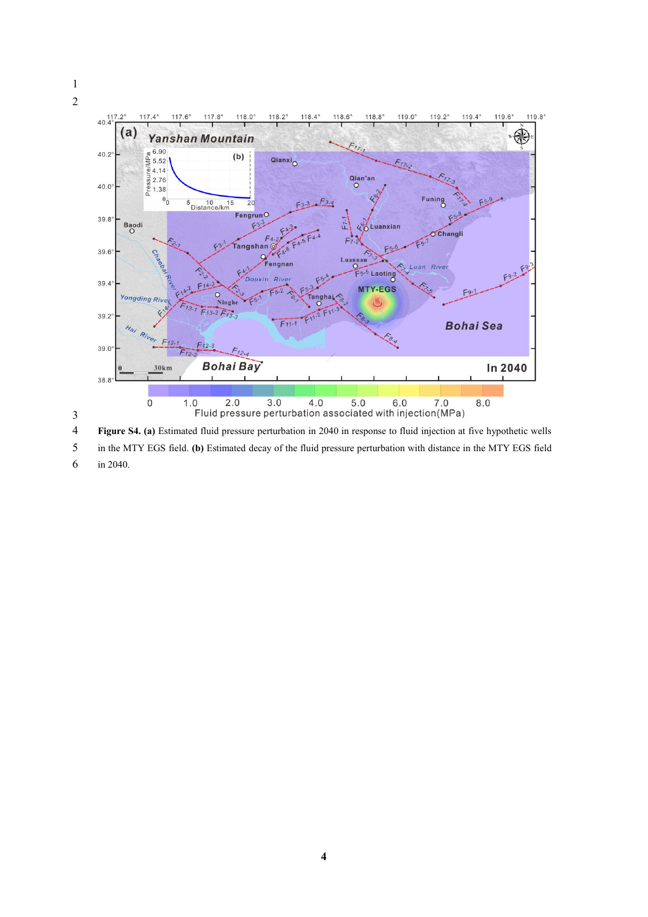**Figure S4. (a)** Estimated fluid pressure perturbation in 2040 in response to fluid injection at five hypothetic wells in the MTY EGS field. **(b)** Estimated decay of the fluid pressure perturbation with distance in the MTY EGS field in 2040.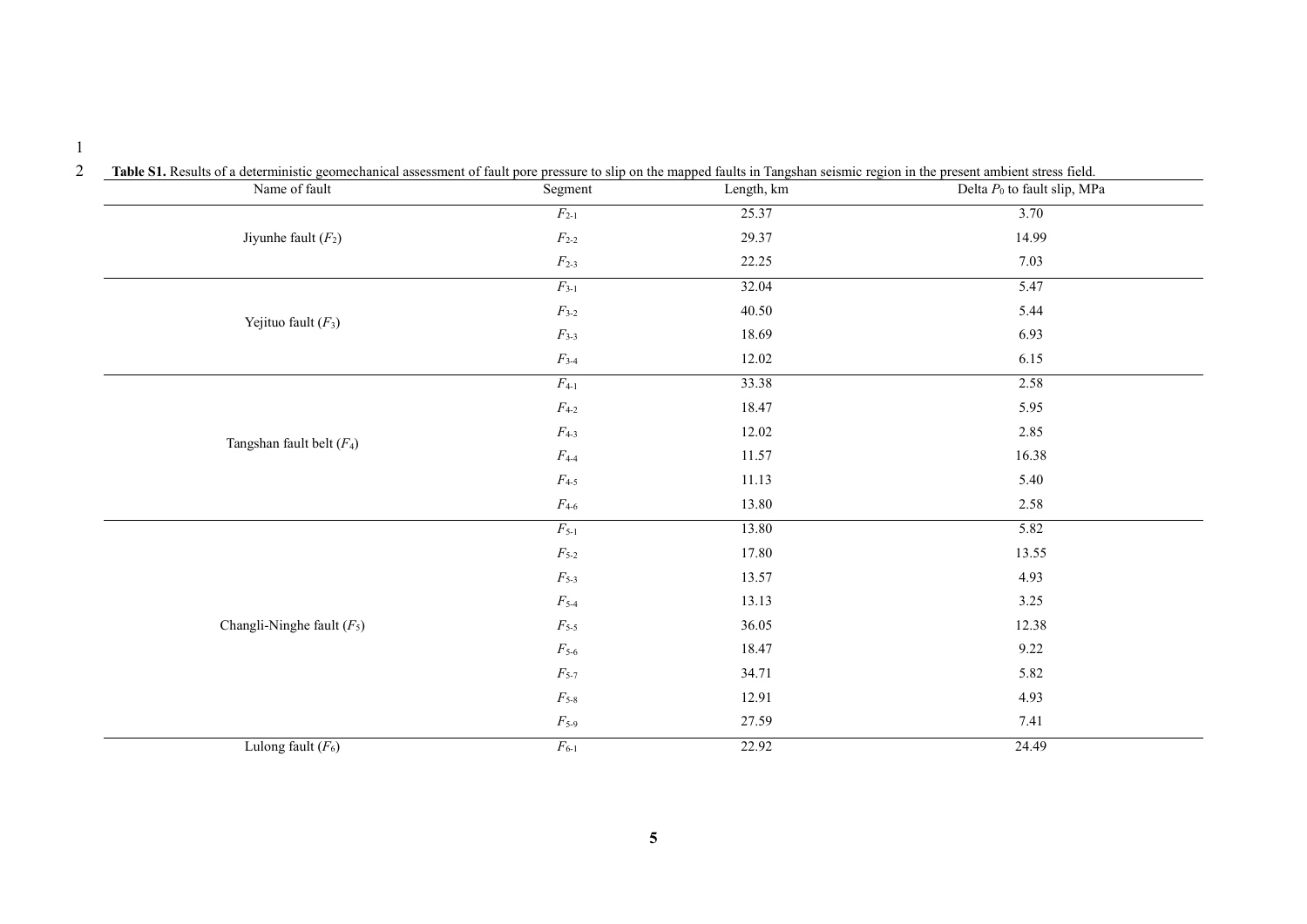**Table S1.** Results of a deterministic geomechanical assessment of fault pore pressure to slip on the mapped faults in Tangshan seismic region in the present ambient stress field.

| Name of fault | Segment | Length, km | Delta $P_0$ to fault slip, MPa |
|---|---|---|---|
| Jiyunhe fault ($F_2$) | $F_{2\text{-}1}$ | 25.37 | 3.70 |
| | $F_{2\text{-}2}$ | 29.37 | 14.99 |
| | $F_{2\text{-}3}$ | 22.25 | 7.03 |
| Yejituo fault ($F_3$) | $F_{3\text{-}1}$ | 32.04 | 5.47 |
| | $F_{3\text{-}2}$ | 40.50 | 5.44 |
| | $F_{3\text{-}3}$ | 18.69 | 6.93 |
| | $F_{3\text{-}4}$ | 12.02 | 6.15 |
| Tangshan fault belt ($F_4$) | $F_{4\text{-}1}$ | 33.38 | 2.58 |
| | $F_{4\text{-}2}$ | 18.47 | 5.95 |
| | $F_{4\text{-}3}$ | 12.02 | 2.85 |
| | $F_{4\text{-}4}$ | 11.57 | 16.38 |
| | $F_{4\text{-}5}$ | 11.13 | 5.40 |
| | $F_{4\text{-}6}$ | 13.80 | 2.58 |
| Changli-Ninghe fault ($F_5$) | $F_{5\text{-}1}$ | 13.80 | 5.82 |
| | $F_{5\text{-}2}$ | 17.80 | 13.55 |
| | $F_{5\text{-}3}$ | 13.57 | 4.93 |
| | $F_{5\text{-}4}$ | 13.13 | 3.25 |
| | $F_{5\text{-}5}$ | 36.05 | 12.38 |
| | $F_{5\text{-}6}$ | 18.47 | 9.22 |
| | $F_{5\text{-}7}$ | 34.71 | 5.82 |
| | $F_{5\text{-}8}$ | 12.91 | 4.93 |
| | $F_{5\text{-}9}$ | 27.59 | 7.41 |
| Lulong fault ($F_6$) | $F_{6\text{-}1}$ | 22.92 | 24.49 |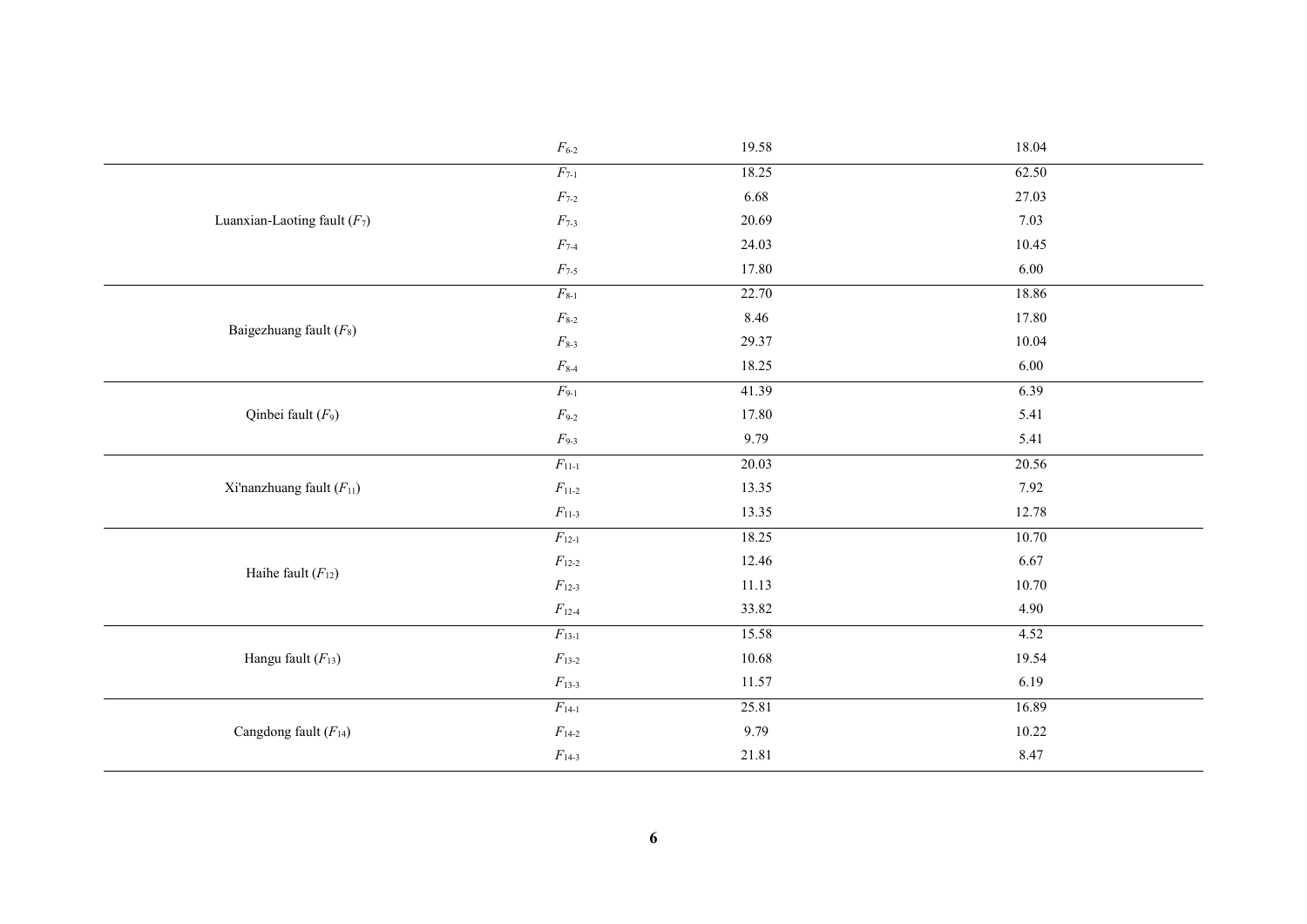| | | | |
|---|---|---|---|
| | $F_{6\text{-}2}$ | 19.58 | 18.04 |
| Luanxian-Laoting fault ($F_7$) | $F_{7\text{-}1}$ | 18.25 | 62.50 |
| | $F_{7\text{-}2}$ | 6.68 | 27.03 |
| | $F_{7\text{-}3}$ | 20.69 | 7.03 |
| | $F_{7\text{-}4}$ | 24.03 | 10.45 |
| | $F_{7\text{-}5}$ | 17.80 | 6.00 |
| Baigezhuang fault ($F_8$) | $F_{8\text{-}1}$ | 22.70 | 18.86 |
| | $F_{8\text{-}2}$ | 8.46 | 17.80 |
| | $F_{8\text{-}3}$ | 29.37 | 10.04 |
| | $F_{8\text{-}4}$ | 18.25 | 6.00 |
| Qinbei fault ($F_9$) | $F_{9\text{-}1}$ | 41.39 | 6.39 |
| | $F_{9\text{-}2}$ | 17.80 | 5.41 |
| | $F_{9\text{-}3}$ | 9.79 | 5.41 |
| Xi'nanzhuang fault ($F_{11}$) | $F_{11\text{-}1}$ | 20.03 | 20.56 |
| | $F_{11\text{-}2}$ | 13.35 | 7.92 |
| | $F_{11\text{-}3}$ | 13.35 | 12.78 |
| Haihe fault ($F_{12}$) | $F_{12\text{-}1}$ | 18.25 | 10.70 |
| | $F_{12\text{-}2}$ | 12.46 | 6.67 |
| | $F_{12\text{-}3}$ | 11.13 | 10.70 |
| | $F_{12\text{-}4}$ | 33.82 | 4.90 |
| Hangu fault ($F_{13}$) | $F_{13\text{-}1}$ | 15.58 | 4.52 |
| | $F_{13\text{-}2}$ | 10.68 | 19.54 |
| | $F_{13\text{-}3}$ | 11.57 | 6.19 |
| Cangdong fault ($F_{14}$) | $F_{14\text{-}1}$ | 25.81 | 16.89 |
| | $F_{14\text{-}2}$ | 9.79 | 10.22 |
| | $F_{14\text{-}3}$ | 21.81 | 8.47 |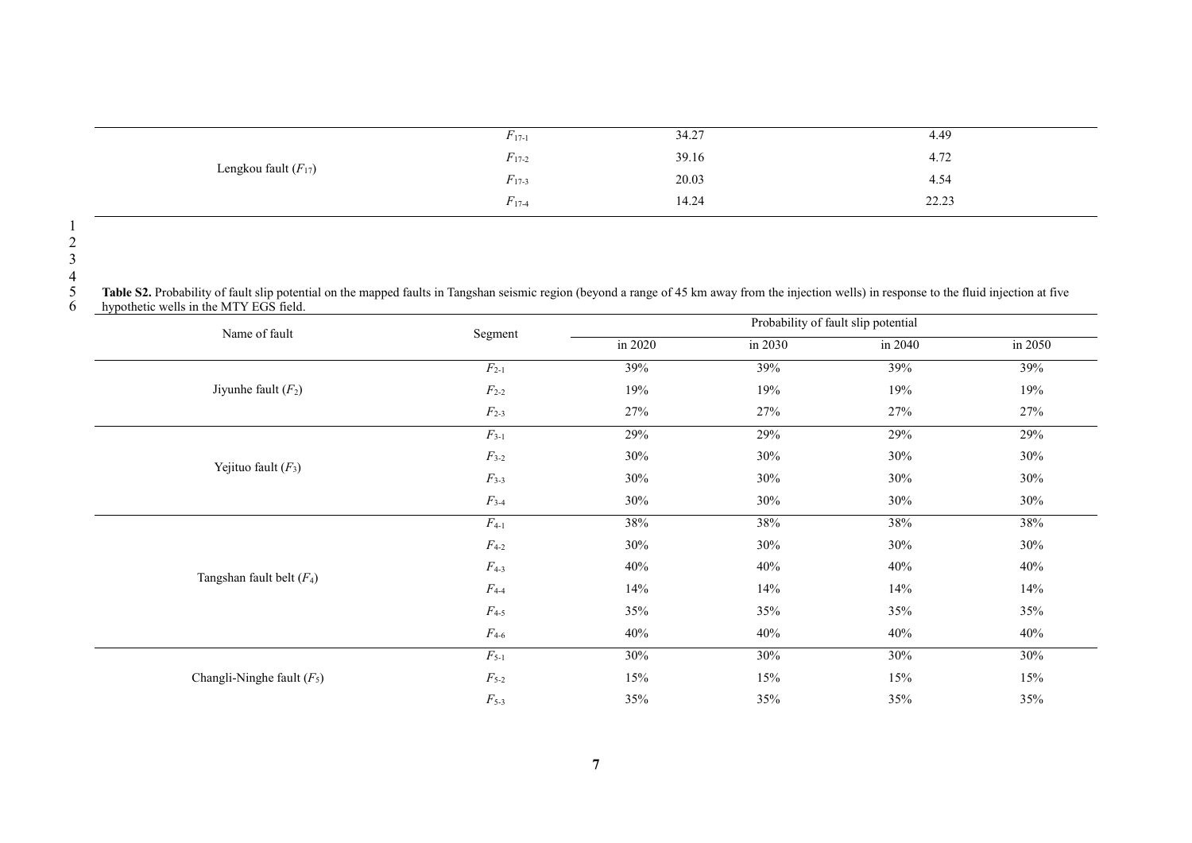| | | | |
|---|---|---|---|
| Lengkou fault ($F_{17}$) | $F_{17\text{-}1}$ | 34.27 | 4.49 |
| | $F_{17\text{-}2}$ | 39.16 | 4.72 |
| | $F_{17\text{-}3}$ | 20.03 | 4.54 |
| | $F_{17\text{-}4}$ | 14.24 | 22.23 |

**Table S2.** Probability of fault slip potential on the mapped faults in Tangshan seismic region (beyond a range of 45 km away from the injection wells) in response to the fluid injection at five hypothetic wells in the MTY EGS field.

| Name of fault | Segment | Probability of fault slip potential | | | |
|---|---|---|---|---|---|
| | | in 2020 | in 2030 | in 2040 | in 2050 |
| Jiyunhe fault ($F_2$) | $F_{2\text{-}1}$ | 39% | 39% | 39% | 39% |
| | $F_{2\text{-}2}$ | 19% | 19% | 19% | 19% |
| | $F_{2\text{-}3}$ | 27% | 27% | 27% | 27% |
| Yejituo fault ($F_3$) | $F_{3\text{-}1}$ | 29% | 29% | 29% | 29% |
| | $F_{3\text{-}2}$ | 30% | 30% | 30% | 30% |
| | $F_{3\text{-}3}$ | 30% | 30% | 30% | 30% |
| | $F_{3\text{-}4}$ | 30% | 30% | 30% | 30% |
| Tangshan fault belt ($F_4$) | $F_{4\text{-}1}$ | 38% | 38% | 38% | 38% |
| | $F_{4\text{-}2}$ | 30% | 30% | 30% | 30% |
| | $F_{4\text{-}3}$ | 40% | 40% | 40% | 40% |
| | $F_{4\text{-}4}$ | 14% | 14% | 14% | 14% |
| | $F_{4\text{-}5}$ | 35% | 35% | 35% | 35% |
| | $F_{4\text{-}6}$ | 40% | 40% | 40% | 40% |
| Changli-Ninghe fault ($F_5$) | $F_{5\text{-}1}$ | 30% | 30% | 30% | 30% |
| | $F_{5\text{-}2}$ | 15% | 15% | 15% | 15% |
| | $F_{5\text{-}3}$ | 35% | 35% | 35% | 35% |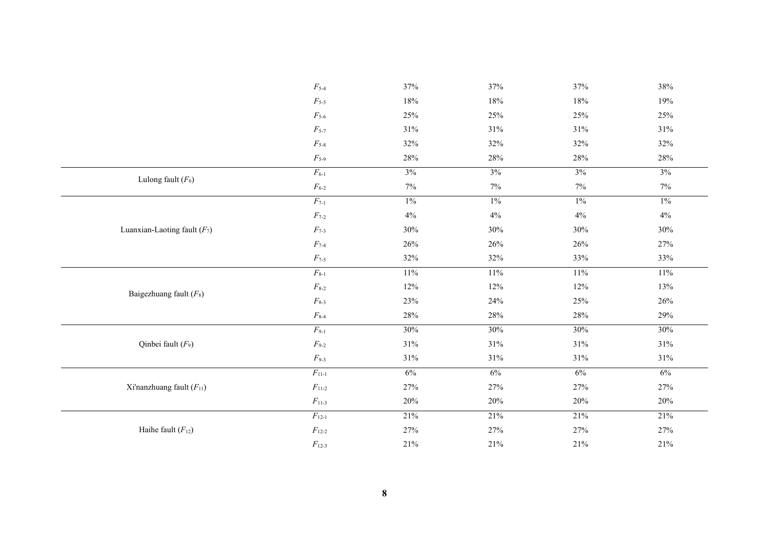| | | | | | |
|---|---|---|---|---|---|
| | $F_{5\text{-}4}$ | 37% | 37% | 37% | 38% |
| | $F_{5\text{-}5}$ | 18% | 18% | 18% | 19% |
| | $F_{5\text{-}6}$ | 25% | 25% | 25% | 25% |
| | $F_{5\text{-}7}$ | 31% | 31% | 31% | 31% |
| | $F_{5\text{-}8}$ | 32% | 32% | 32% | 32% |
| | $F_{5\text{-}9}$ | 28% | 28% | 28% | 28% |
| Lulong fault ($F_6$) | $F_{6\text{-}1}$ | 3% | 3% | 3% | 3% |
| | $F_{6\text{-}2}$ | 7% | 7% | 7% | 7% |
| Luanxian-Laoting fault ($F_7$) | $F_{7\text{-}1}$ | 1% | 1% | 1% | 1% |
| | $F_{7\text{-}2}$ | 4% | 4% | 4% | 4% |
| | $F_{7\text{-}3}$ | 30% | 30% | 30% | 30% |
| | $F_{7\text{-}4}$ | 26% | 26% | 26% | 27% |
| | $F_{7\text{-}5}$ | 32% | 32% | 33% | 33% |
| Baigezhuang fault ($F_8$) | $F_{8\text{-}1}$ | 11% | 11% | 11% | 11% |
| | $F_{8\text{-}2}$ | 12% | 12% | 12% | 13% |
| | $F_{8\text{-}3}$ | 23% | 24% | 25% | 26% |
| | $F_{8\text{-}4}$ | 28% | 28% | 28% | 29% |
| Qinbei fault ($F_9$) | $F_{9\text{-}1}$ | 30% | 30% | 30% | 30% |
| | $F_{9\text{-}2}$ | 31% | 31% | 31% | 31% |
| | $F_{9\text{-}3}$ | 31% | 31% | 31% | 31% |
| Xi'nanzhuang fault ($F_{11}$) | $F_{11\text{-}1}$ | 6% | 6% | 6% | 6% |
| | $F_{11\text{-}2}$ | 27% | 27% | 27% | 27% |
| | $F_{11\text{-}3}$ | 20% | 20% | 20% | 20% |
| Haihe fault ($F_{12}$) | $F_{12\text{-}1}$ | 21% | 21% | 21% | 21% |
| | $F_{12\text{-}2}$ | 27% | 27% | 27% | 27% |
| | $F_{12\text{-}3}$ | 21% | 21% | 21% | 21% |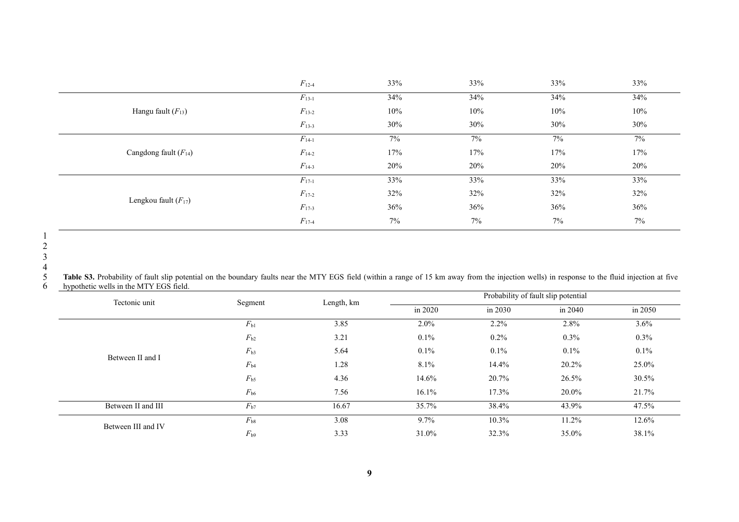| | Segment | | | | |
|---|---|---|---|---|---|
| | $F_{12\text{-}4}$ | 33% | 33% | 33% | 33% |
| Hangu fault ($F_{13}$) | $F_{13\text{-}1}$ | 34% | 34% | 34% | 34% |
| | $F_{13\text{-}2}$ | 10% | 10% | 10% | 10% |
| | $F_{13\text{-}3}$ | 30% | 30% | 30% | 30% |
| Cangdong fault ($F_{14}$) | $F_{14\text{-}1}$ | 7% | 7% | 7% | 7% |
| | $F_{14\text{-}2}$ | 17% | 17% | 17% | 17% |
| | $F_{14\text{-}3}$ | 20% | 20% | 20% | 20% |
| Lengkou fault ($F_{17}$) | $F_{17\text{-}1}$ | 33% | 33% | 33% | 33% |
| | $F_{17\text{-}2}$ | 32% | 32% | 32% | 32% |
| | $F_{17\text{-}3}$ | 36% | 36% | 36% | 36% |
| | $F_{17\text{-}4}$ | 7% | 7% | 7% | 7% |

**Table S3.** Probability of fault slip potential on the boundary faults near the MTY EGS field (within a range of 15 km away from the injection wells) in response to the fluid injection at five hypothetic wells in the MTY EGS field.

| Tectonic unit | Segment | Length, km | Probability of fault slip potential | | | |
|---|---|---|---|---|---|---|
| | | | in 2020 | in 2030 | in 2040 | in 2050 |
| Between II and I | $F_{b1}$ | 3.85 | 2.0% | 2.2% | 2.8% | 3.6% |
| | $F_{b2}$ | 3.21 | 0.1% | 0.2% | 0.3% | 0.3% |
| | $F_{b3}$ | 5.64 | 0.1% | 0.1% | 0.1% | 0.1% |
| | $F_{b4}$ | 1.28 | 8.1% | 14.4% | 20.2% | 25.0% |
| | $F_{b5}$ | 4.36 | 14.6% | 20.7% | 26.5% | 30.5% |
| | $F_{b6}$ | 7.56 | 16.1% | 17.3% | 20.0% | 21.7% |
| Between II and III | $F_{b7}$ | 16.67 | 35.7% | 38.4% | 43.9% | 47.5% |
| Between III and IV | $F_{b8}$ | 3.08 | 9.7% | 10.3% | 11.2% | 12.6% |
| | $F_{b9}$ | 3.33 | 31.0% | 32.3% | 35.0% | 38.1% |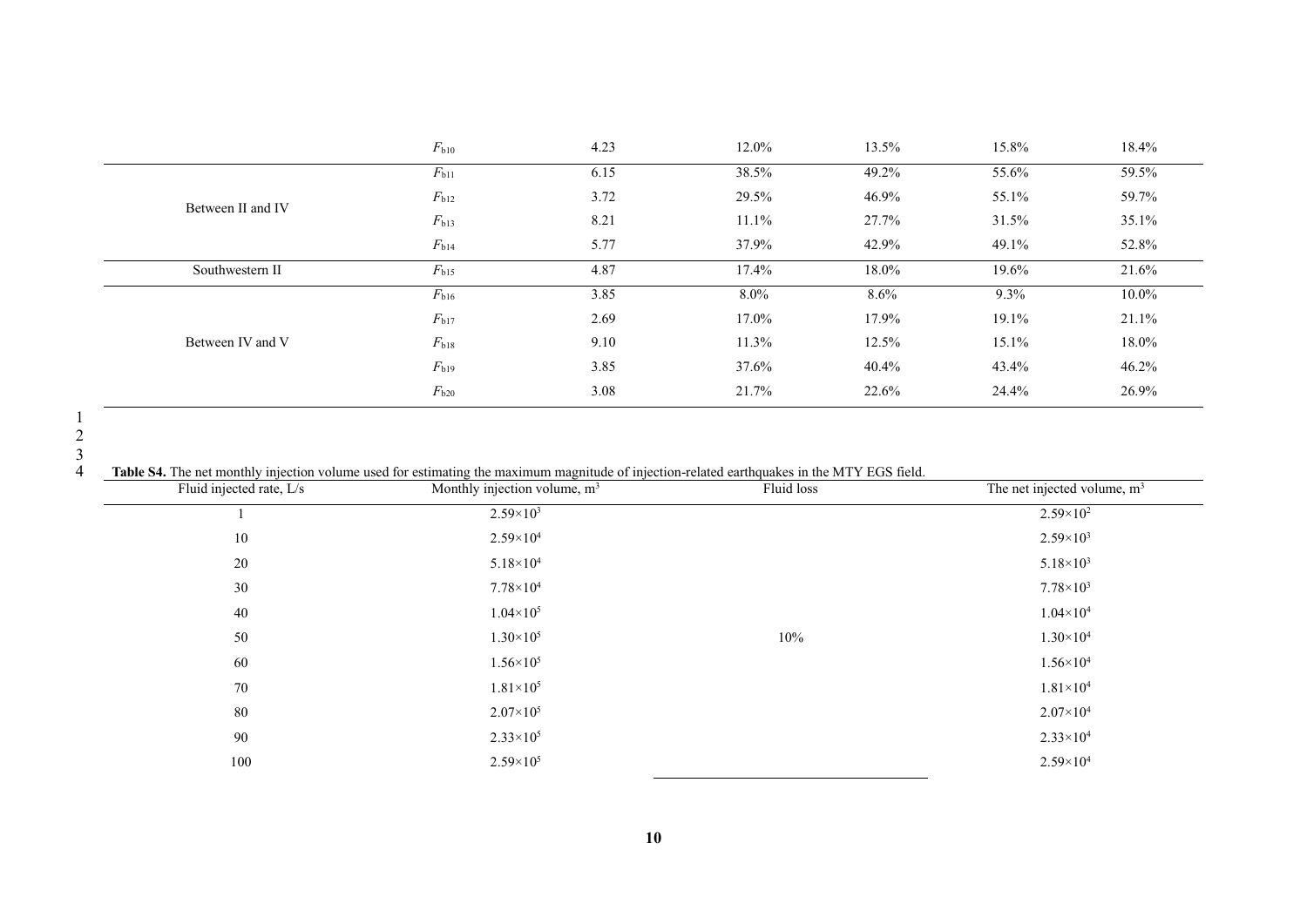| | | | | | | |
|---|---|---|---|---|---|---|
| | $F_{b10}$ | 4.23 | 12.0% | 13.5% | 15.8% | 18.4% |
| Between II and IV | $F_{b11}$ | 6.15 | 38.5% | 49.2% | 55.6% | 59.5% |
| | $F_{b12}$ | 3.72 | 29.5% | 46.9% | 55.1% | 59.7% |
| | $F_{b13}$ | 8.21 | 11.1% | 27.7% | 31.5% | 35.1% |
| | $F_{b14}$ | 5.77 | 37.9% | 42.9% | 49.1% | 52.8% |
| Southwestern II | $F_{b15}$ | 4.87 | 17.4% | 18.0% | 19.6% | 21.6% |
| Between IV and V | $F_{b16}$ | 3.85 | 8.0% | 8.6% | 9.3% | 10.0% |
| | $F_{b17}$ | 2.69 | 17.0% | 17.9% | 19.1% | 21.1% |
| | $F_{b18}$ | 9.10 | 11.3% | 12.5% | 15.1% | 18.0% |
| | $F_{b19}$ | 3.85 | 37.6% | 40.4% | 43.4% | 46.2% |
| | $F_{b20}$ | 3.08 | 21.7% | 22.6% | 24.4% | 26.9% |

**Table S4.** The net monthly injection volume used for estimating the maximum magnitude of injection-related earthquakes in the MTY EGS field.

| Fluid injected rate, L/s | Monthly injection volume, $m^3$ | Fluid loss | The net injected volume, $m^3$ |
|---|---|---|---|
| 1 | $2.59\times10^3$ | | $2.59\times10^2$ |
| 10 | $2.59\times10^4$ | | $2.59\times10^3$ |
| 20 | $5.18\times10^4$ | | $5.18\times10^3$ |
| 30 | $7.78\times10^4$ | | $7.78\times10^3$ |
| 40 | $1.04\times10^5$ | | $1.04\times10^4$ |
| 50 | $1.30\times10^5$ | 10% | $1.30\times10^4$ |
| 60 | $1.56\times10^5$ | | $1.56\times10^4$ |
| 70 | $1.81\times10^5$ | | $1.81\times10^4$ |
| 80 | $2.07\times10^5$ | | $2.07\times10^4$ |
| 90 | $2.33\times10^5$ | | $2.33\times10^4$ |
| 100 | $2.59\times10^5$ | | $2.59\times10^4$ |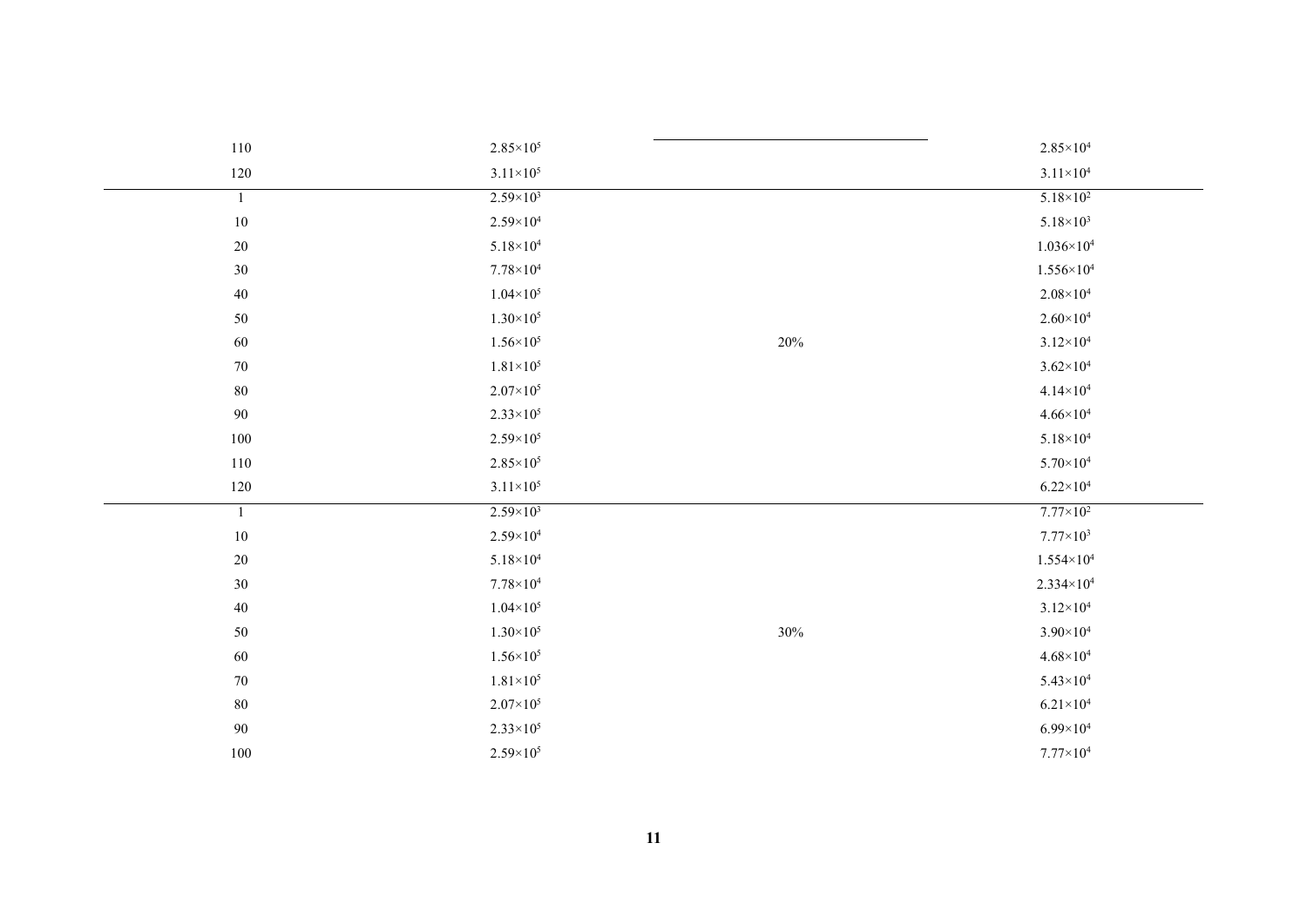|  |  |  |  |
|---|---|---|---|
| 110 | $2.85\times10^5$ |  | $2.85\times10^4$ |
| 120 | $3.11\times10^5$ |  | $3.11\times10^4$ |
| 1 | $2.59\times10^3$ |  | $5.18\times10^2$ |
| 10 | $2.59\times10^4$ |  | $5.18\times10^3$ |
| 20 | $5.18\times10^4$ |  | $1.036\times10^4$ |
| 30 | $7.78\times10^4$ |  | $1.556\times10^4$ |
| 40 | $1.04\times10^5$ |  | $2.08\times10^4$ |
| 50 | $1.30\times10^5$ |  | $2.60\times10^4$ |
| 60 | $1.56\times10^5$ | 20% | $3.12\times10^4$ |
| 70 | $1.81\times10^5$ |  | $3.62\times10^4$ |
| 80 | $2.07\times10^5$ |  | $4.14\times10^4$ |
| 90 | $2.33\times10^5$ |  | $4.66\times10^4$ |
| 100 | $2.59\times10^5$ |  | $5.18\times10^4$ |
| 110 | $2.85\times10^5$ |  | $5.70\times10^4$ |
| 120 | $3.11\times10^5$ |  | $6.22\times10^4$ |
| 1 | $2.59\times10^3$ |  | $7.77\times10^2$ |
| 10 | $2.59\times10^4$ |  | $7.77\times10^3$ |
| 20 | $5.18\times10^4$ |  | $1.554\times10^4$ |
| 30 | $7.78\times10^4$ |  | $2.334\times10^4$ |
| 40 | $1.04\times10^5$ |  | $3.12\times10^4$ |
| 50 | $1.30\times10^5$ | 30% | $3.90\times10^4$ |
| 60 | $1.56\times10^5$ |  | $4.68\times10^4$ |
| 70 | $1.81\times10^5$ |  | $5.43\times10^4$ |
| 80 | $2.07\times10^5$ |  | $6.21\times10^4$ |
| 90 | $2.33\times10^5$ |  | $6.99\times10^4$ |
| 100 | $2.59\times10^5$ |  | $7.77\times10^4$ |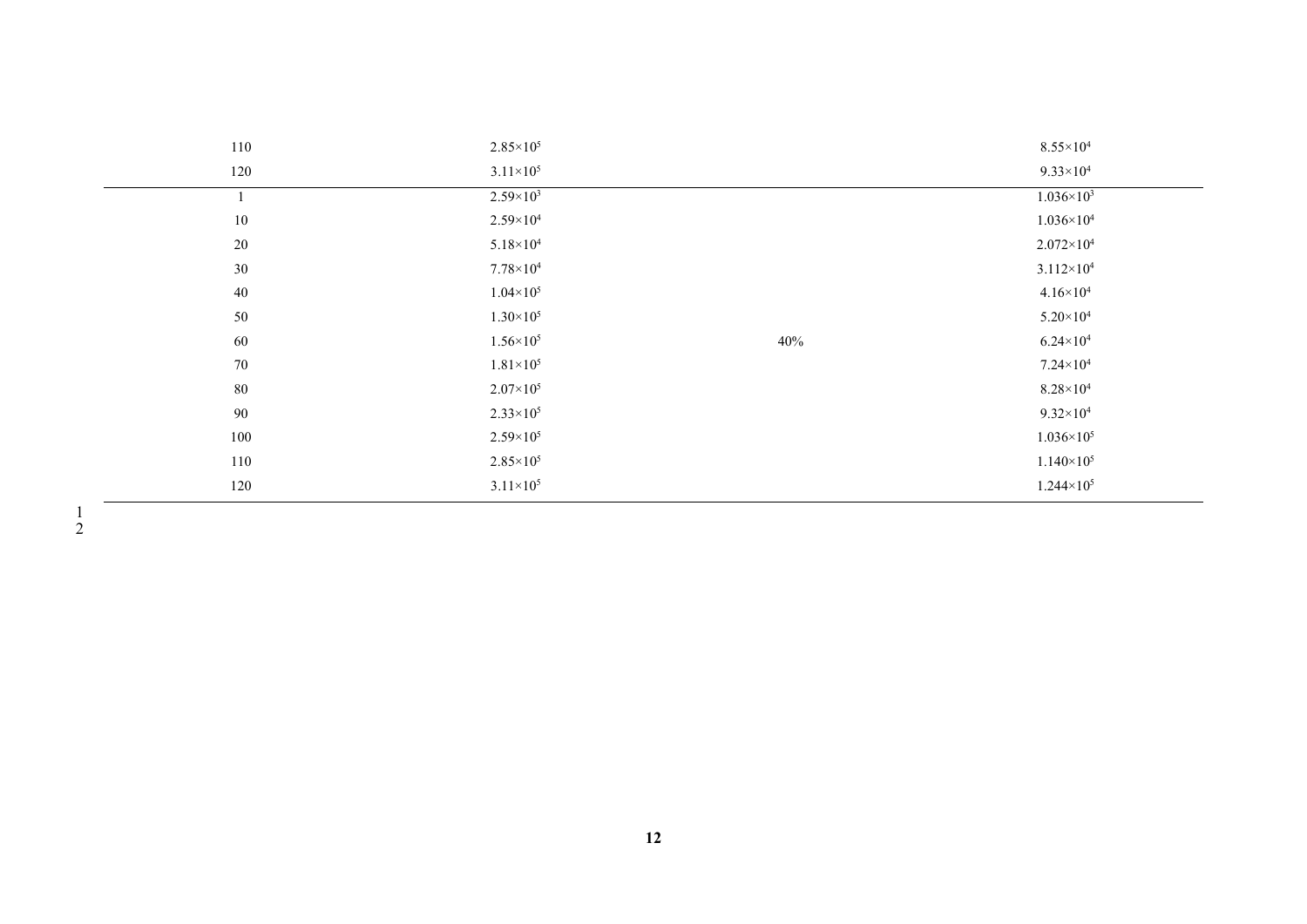| | | | |
|---|---|---|---|
| 110 | $2.85\times10^5$ | | $8.55\times10^4$ |
| 120 | $3.11\times10^5$ | | $9.33\times10^4$ |
| 1 | $2.59\times10^3$ | | $1.036\times10^3$ |
| 10 | $2.59\times10^4$ | | $1.036\times10^4$ |
| 20 | $5.18\times10^4$ | | $2.072\times10^4$ |
| 30 | $7.78\times10^4$ | | $3.112\times10^4$ |
| 40 | $1.04\times10^5$ | | $4.16\times10^4$ |
| 50 | $1.30\times10^5$ | | $5.20\times10^4$ |
| 60 | $1.56\times10^5$ | 40% | $6.24\times10^4$ |
| 70 | $1.81\times10^5$ | | $7.24\times10^4$ |
| 80 | $2.07\times10^5$ | | $8.28\times10^4$ |
| 90 | $2.33\times10^5$ | | $9.32\times10^4$ |
| 100 | $2.59\times10^5$ | | $1.036\times10^5$ |
| 110 | $2.85\times10^5$ | | $1.140\times10^5$ |
| 120 | $3.11\times10^5$ | | $1.244\times10^5$ |